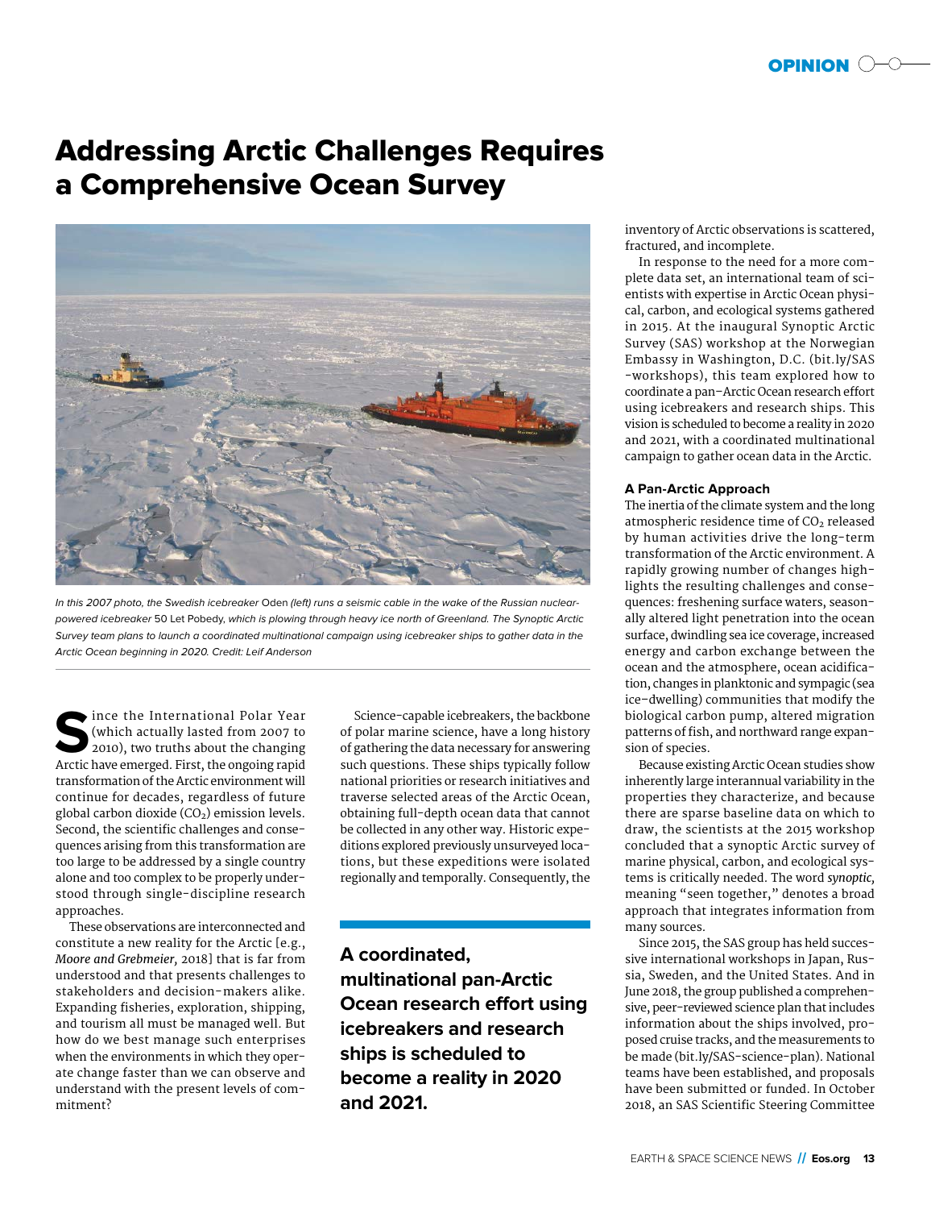# Addressing Arctic Challenges Requires a Comprehensive Ocean Survey

*In this 2007 photo, the Swedish icebreaker* Oden *(left) runs a seismic cable in the wake of the Russian nuclear-powered icebreaker* 50 Let Pobedy, *which is plowing through heavy ice north of Greenland. The Synoptic Arctic Survey team plans to launch a coordinated multinational campaign using icebreaker ships to gather data in the Arctic Ocean beginning in 2020. Credit: Leif Anderson*

Since the International Polar Year (which actually lasted from 2007 to 2010), two truths about the changing Arctic have emerged. First, the ongoing rapid transformation of the Arctic environment will continue for decades, regardless of future global carbon dioxide ($CO_2$) emission levels. Second, the scientific challenges and consequences arising from this transformation are too large to be addressed by a single country alone and too complex to be properly understood through single-discipline research approaches.

These observations are interconnected and constitute a new reality for the Arctic [e.g., *Moore and Grebmeier,* 2018] that is far from understood and that presents challenges to stakeholders and decision-makers alike. Expanding fisheries, exploration, shipping, and tourism all must be managed well. But how do we best manage such enterprises when the environments in which they operate change faster than we can observe and understand with the present levels of commitment?

Science-capable icebreakers, the backbone of polar marine science, have a long history of gathering the data necessary for answering such questions. These ships typically follow national priorities or research initiatives and traverse selected areas of the Arctic Ocean, obtaining full-depth ocean data that cannot be collected in any other way. Historic expeditions explored previously unsurveyed locations, but these expeditions were isolated regionally and temporally. Consequently, the inventory of Arctic observations is scattered, fractured, and incomplete.

**A coordinated, multinational pan-Arctic Ocean research effort using icebreakers and research ships is scheduled to become a reality in 2020 and 2021.**

In response to the need for a more complete data set, an international team of scientists with expertise in Arctic Ocean physical, carbon, and ecological systems gathered in 2015. At the inaugural Synoptic Arctic Survey (SAS) workshop at the Norwegian Embassy in Washington, D.C. (bit.ly/SAS-workshops), this team explored how to coordinate a pan-Arctic Ocean research effort using icebreakers and research ships. This vision is scheduled to become a reality in 2020 and 2021, with a coordinated multinational campaign to gather ocean data in the Arctic.

### A Pan-Arctic Approach

The inertia of the climate system and the long atmospheric residence time of $CO_2$ released by human activities drive the long-term transformation of the Arctic environment. A rapidly growing number of changes highlights the resulting challenges and consequences: freshening surface waters, seasonally altered light penetration into the ocean surface, dwindling sea ice coverage, increased energy and carbon exchange between the ocean and the atmosphere, ocean acidification, changes in planktonic and sympagic (sea ice–dwelling) communities that modify the biological carbon pump, altered migration patterns of fish, and northward range expansion of species.

Because existing Arctic Ocean studies show inherently large interannual variability in the properties they characterize, and because there are sparse baseline data on which to draw, the scientists at the 2015 workshop concluded that a synoptic Arctic survey of marine physical, carbon, and ecological systems is critically needed. The word *synoptic,* meaning "seen together," denotes a broad approach that integrates information from many sources.

Since 2015, the SAS group has held successive international workshops in Japan, Russia, Sweden, and the United States. And in June 2018, the group published a comprehensive, peer-reviewed science plan that includes information about the ships involved, proposed cruise tracks, and the measurements to be made (bit.ly/SAS-science-plan). National teams have been established, and proposals have been submitted or funded. In October 2018, an SAS Scientific Steering Committee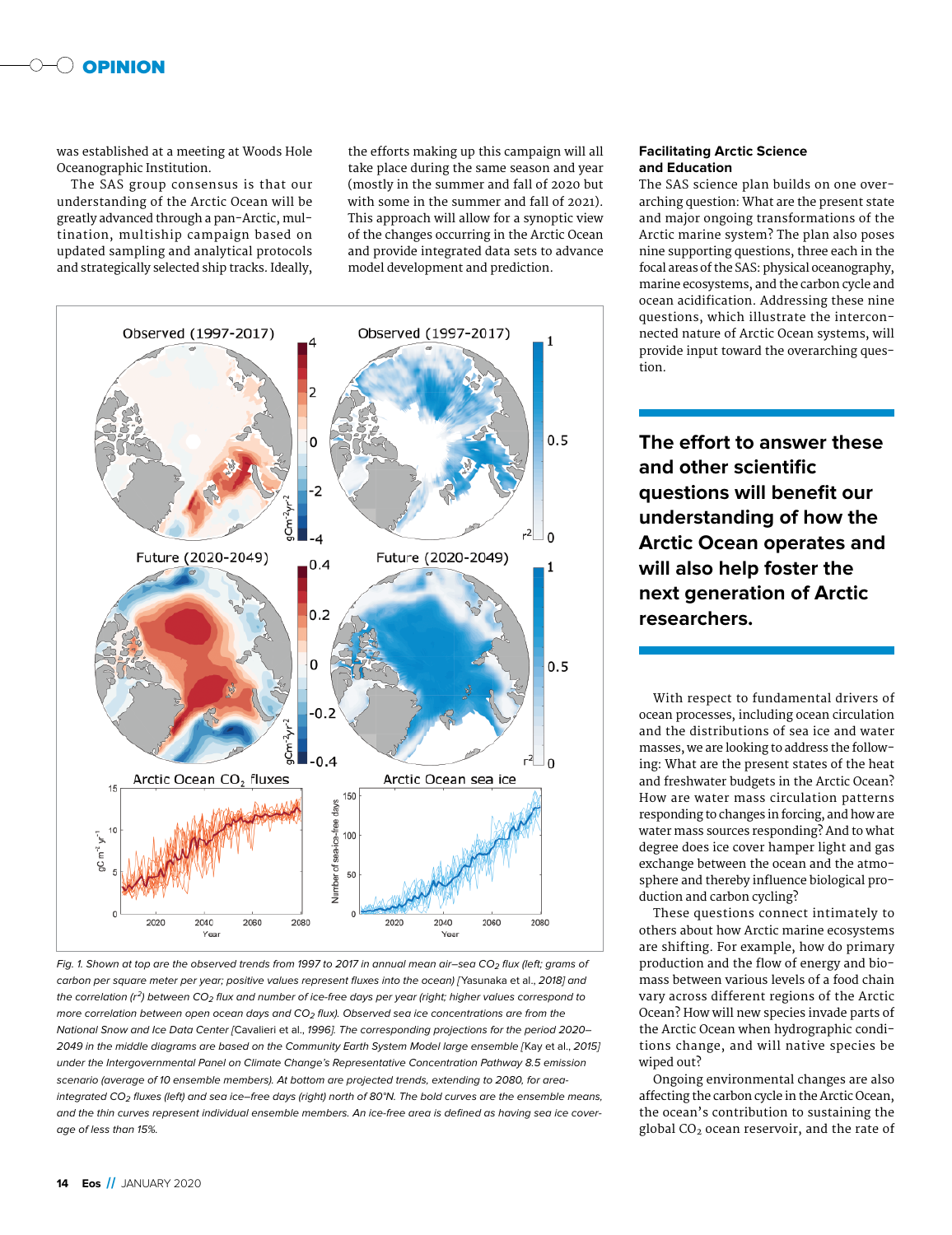was established at a meeting at Woods Hole Oceanographic Institution.

The SAS group consensus is that our understanding of the Arctic Ocean will be greatly advanced through a pan-Arctic, multination, multiship campaign based on updated sampling and analytical protocols and strategically selected ship tracks. Ideally, the efforts making up this campaign will all take place during the same season and year (mostly in the summer and fall of 2020 but with some in the summer and fall of 2021). This approach will allow for a synoptic view of the changes occurring in the Arctic Ocean and provide integrated data sets to advance model development and prediction.

Fig. 1. Shown at top are the observed trends from 1997 to 2017 in annual mean air–sea $CO_2$ flux (left; grams of carbon per square meter per year; positive values represent fluxes into the ocean) [Yasunaka et al., 2018] and the correlation ($r^2$) between $CO_2$ flux and number of ice-free days per year (right; higher values correspond to more correlation between open ocean days and $CO_2$ flux). Observed sea ice concentrations are from the National Snow and Ice Data Center [Cavalieri et al., 1996]. The corresponding projections for the period 2020–2049 in the middle diagrams are based on the Community Earth System Model large ensemble [Kay et al., 2015] under the Intergovernmental Panel on Climate Change's Representative Concentration Pathway 8.5 emission scenario (average of 10 ensemble members). At bottom are projected trends, extending to 2080, for area-integrated $CO_2$ fluxes (left) and sea ice–free days (right) north of 80°N. The bold curves are the ensemble means, and the thin curves represent individual ensemble members. An ice-free area is defined as having sea ice coverage of less than 15%.

## Facilitating Arctic Science and Education

The SAS science plan builds on one overarching question: What are the present state and major ongoing transformations of the Arctic marine system? The plan also poses nine supporting questions, three each in the focal areas of the SAS: physical oceanography, marine ecosystems, and the carbon cycle and ocean acidification. Addressing these nine questions, which illustrate the interconnected nature of Arctic Ocean systems, will provide input toward the overarching question.

**The effort to answer these and other scientific questions will benefit our understanding of how the Arctic Ocean operates and will also help foster the next generation of Arctic researchers.**

With respect to fundamental drivers of ocean processes, including ocean circulation and the distributions of sea ice and water masses, we are looking to address the following: What are the present states of the heat and freshwater budgets in the Arctic Ocean? How are water mass circulation patterns responding to changes in forcing, and how are water mass sources responding? And to what degree does ice cover hamper light and gas exchange between the ocean and the atmosphere and thereby influence biological production and carbon cycling?

These questions connect intimately to others about how Arctic marine ecosystems are shifting. For example, how do primary production and the flow of energy and biomass between various levels of a food chain vary across different regions of the Arctic Ocean? How will new species invade parts of the Arctic Ocean when hydrographic conditions change, and will native species be wiped out?

Ongoing environmental changes are also affecting the carbon cycle in the Arctic Ocean, the ocean's contribution to sustaining the global $CO_2$ ocean reservoir, and the rate of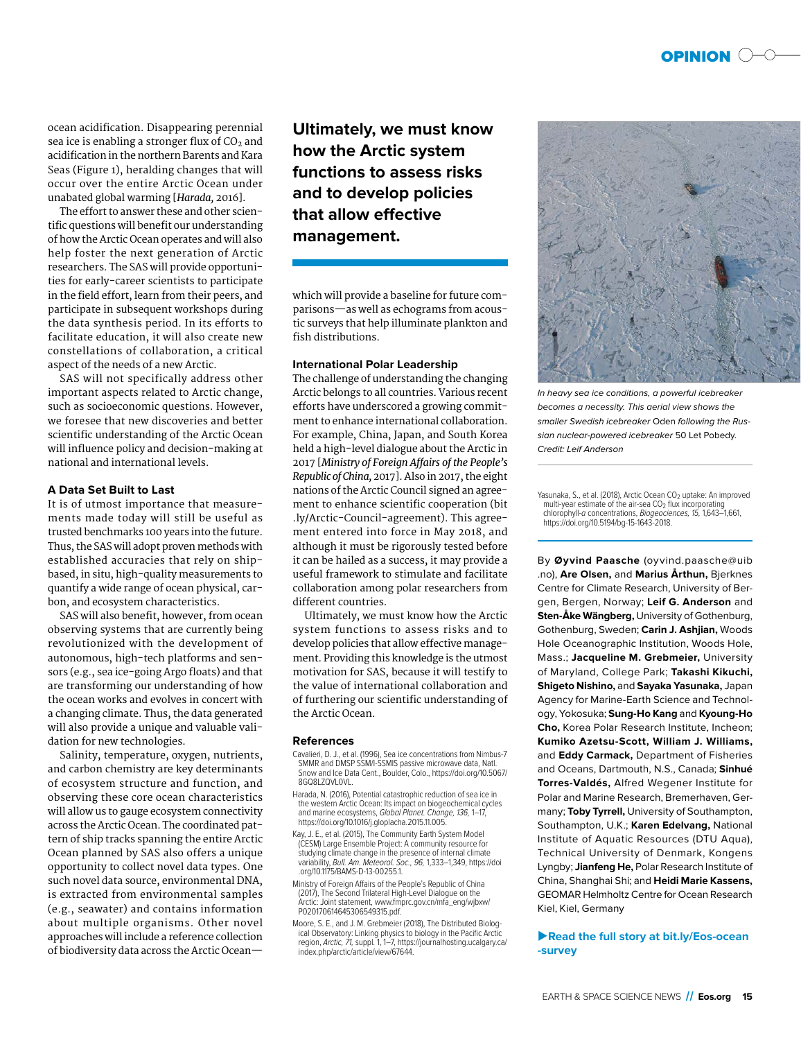ocean acidification. Disappearing perennial sea ice is enabling a stronger flux of $CO_2$ and acidification in the northern Barents and Kara Seas (Figure 1), heralding changes that will occur over the entire Arctic Ocean under unabated global warming [*Harada,* 2016].

The effort to answer these and other scientific questions will benefit our understanding of how the Arctic Ocean operates and will also help foster the next generation of Arctic researchers. The SAS will provide opportunities for early-career scientists to participate in the field effort, learn from their peers, and participate in subsequent workshops during the data synthesis period. In its efforts to facilitate education, it will also create new constellations of collaboration, a critical aspect of the needs of a new Arctic.

SAS will not specifically address other important aspects related to Arctic change, such as socioeconomic questions. However, we foresee that new discoveries and better scientific understanding of the Arctic Ocean will influence policy and decision-making at national and international levels.

### A Data Set Built to Last

It is of utmost importance that measurements made today will still be useful as trusted benchmarks 100 years into the future. Thus, the SAS will adopt proven methods with established accuracies that rely on ship-based, in situ, high-quality measurements to quantify a wide range of ocean physical, carbon, and ecosystem characteristics.

SAS will also benefit, however, from ocean observing systems that are currently being revolutionized with the development of autonomous, high-tech platforms and sensors (e.g., sea ice–going Argo floats) and that are transforming our understanding of how the ocean works and evolves in concert with a changing climate. Thus, the data generated will also provide a unique and valuable validation for new technologies.

Salinity, temperature, oxygen, nutrients, and carbon chemistry are key determinants of ecosystem structure and function, and observing these core ocean characteristics will allow us to gauge ecosystem connectivity across the Arctic Ocean. The coordinated pattern of ship tracks spanning the entire Arctic Ocean planned by SAS also offers a unique opportunity to collect novel data types. One such novel data source, environmental DNA, is extracted from environmental samples (e.g., seawater) and contains information about multiple organisms. Other novel approaches will include a reference collection of biodiversity data across the Arctic Ocean—which will provide a baseline for future comparisons—as well as echograms from acoustic surveys that help illuminate plankton and fish distributions.

**Ultimately, we must know how the Arctic system functions to assess risks and to develop policies that allow effective management.**

### International Polar Leadership

The challenge of understanding the changing Arctic belongs to all countries. Various recent efforts have underscored a growing commitment to enhance international collaboration. For example, China, Japan, and South Korea held a high-level dialogue about the Arctic in 2017 [*Ministry of Foreign Affairs of the People's Republic of China,* 2017]. Also in 2017, the eight nations of the Arctic Council signed an agreement to enhance scientific cooperation (bit.ly/Arctic-Council-agreement). This agreement entered into force in May 2018, and although it must be rigorously tested before it can be hailed as a success, it may provide a useful framework to stimulate and facilitate collaboration among polar researchers from different countries.

Ultimately, we must know how the Arctic system functions to assess risks and to develop policies that allow effective management. Providing this knowledge is the utmost motivation for SAS, because it will testify to the value of international collaboration and of furthering our scientific understanding of the Arctic Ocean.

### References

Cavalieri, D. J., et al. (1996), Sea ice concentrations from Nimbus-7 SMMR and DMSP SSM/I-SSMIS passive microwave data, Natl. Snow and Ice Data Cent., Boulder, Colo., https://doi.org/10.5067/8GQ8LZQVL0VL.

Harada, N. (2016), Potential catastrophic reduction of sea ice in the western Arctic Ocean: Its impact on biogeochemical cycles and marine ecosystems, *Global Planet. Change, 136,* 1–17, https://doi.org/10.1016/j.gloplacha.2015.11.005.

Kay, J. E., et al. (2015), The Community Earth System Model (CESM) Large Ensemble Project: A community resource for studying climate change in the presence of internal climate variability, *Bull. Am. Meteorol. Soc., 96,* 1,333–1,349, https://doi.org/10.1175/BAMS-D-13-00255.1.

Ministry of Foreign Affairs of the People's Republic of China (2017), The Second Trilateral High-Level Dialogue on the Arctic: Joint statement, www.fmprc.gov.cn/mfa_eng/wjbxw/P020170614645306549315.pdf.

Moore, S. E., and J. M. Grebmeier (2018), The Distributed Biological Observatory: Linking physics to biology in the Pacific Arctic region, *Arctic, 71,* suppl. 1, 1–7, https://journalhosting.ucalgary.ca/index.php/arctic/article/view/67644.

Yasunaka, S., et al. (2018), Arctic Ocean $CO_2$ uptake: An improved multi-year estimate of the air-sea $CO_2$ flux incorporating chlorophyll-*a* concentrations, *Biogeosciences, 15,* 1,643–1,661, https://doi.org/10.5194/bg-15-1643-2018.

*In heavy sea ice conditions, a powerful icebreaker becomes a necessity. This aerial view shows the smaller Swedish icebreaker* Oden *following the Russian nuclear-powered icebreaker* 50 Let Pobedy. *Credit: Leif Anderson*

By **Øyvind Paasche** (oyvind.paasche@uib.no), **Are Olsen,** and **Marius Årthun,** Bjerknes Centre for Climate Research, University of Bergen, Bergen, Norway; **Leif G. Anderson** and **Sten-Åke Wängberg,** University of Gothenburg, Gothenburg, Sweden; **Carin J. Ashjian,** Woods Hole Oceanographic Institution, Woods Hole, Mass.; **Jacqueline M. Grebmeier,** University of Maryland, College Park; **Takashi Kikuchi, Shigeto Nishino,** and **Sayaka Yasunaka,** Japan Agency for Marine-Earth Science and Technology, Yokosuka; **Sung-Ho Kang** and **Kyoung-Ho Cho,** Korea Polar Research Institute, Incheon; **Kumiko Azetsu-Scott, William J. Williams,** and **Eddy Carmack,** Department of Fisheries and Oceans, Dartmouth, N.S., Canada; **Sinhué Torres-Valdés,** Alfred Wegener Institute for Polar and Marine Research, Bremerhaven, Germany; **Toby Tyrrell,** University of Southampton, Southampton, U.K.; **Karen Edelvang,** National Institute of Aquatic Resources (DTU Aqua), Technical University of Denmark, Kongens Lyngby; **Jianfeng He,** Polar Research Institute of China, Shanghai Shi; and **Heidi Marie Kassens,** GEOMAR Helmholtz Centre for Ocean Research Kiel, Kiel, Germany

▶ **Read the full story at bit.ly/Eos-ocean-survey**